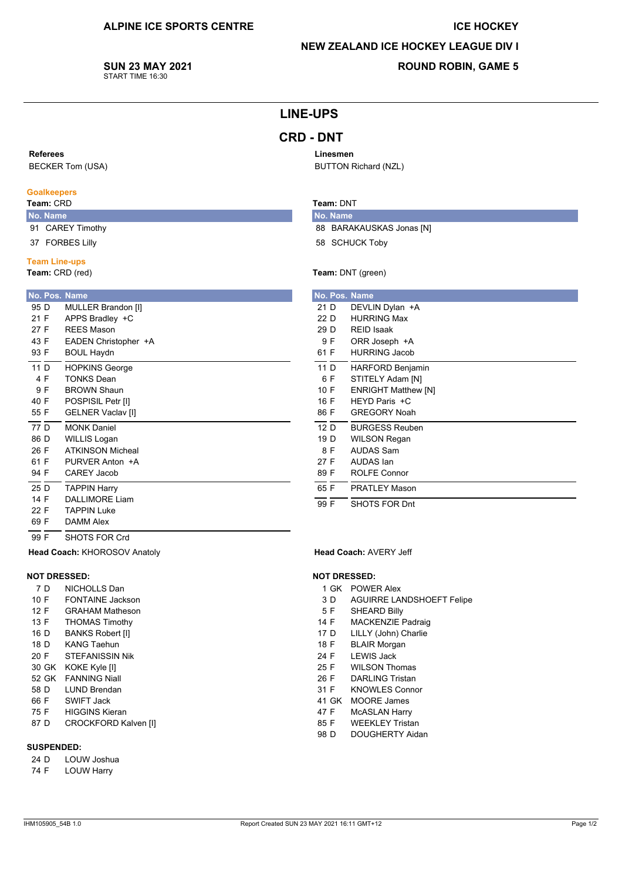**ALPINE ICE SPORTS CENTRE**

**ICE HOCKEY**

**NEW ZEALAND ICE HOCKEY LEAGUE DIV I**

**SUN 23 MAY 2021**
START TIME 16:30

**ROUND ROBIN, GAME 5**

# LINE-UPS

## CRD - DNT

**Referees**
BECKER Tom (USA)

**Linesmen**
BUTTON Richard (NZL)

### Goalkeepers

**Team:** CRD

| No. | Name |
|---|---|
| 91 | CAREY Timothy |
| 37 | FORBES Lilly |

**Team:** DNT

| No. | Name |
|---|---|
| 88 | BARAKAUSKAS Jonas [N] |
| 58 | SCHUCK Toby |

### Team Line-ups

**Team:** CRD (red)

| No. | Pos. | Name |
|---|---|---|
| 95 | D | MULLER Brandon [I] |
| 21 | F | APPS Bradley +C |
| 27 | F | REES Mason |
| 43 | F | EADEN Christopher +A |
| 93 | F | BOUL Haydn |
| 11 | D | HOPKINS George |
| 4 | F | TONKS Dean |
| 9 | F | BROWN Shaun |
| 40 | F | POSPISIL Petr [I] |
| 55 | F | GELNER Vaclav [I] |
| 77 | D | MONK Daniel |
| 86 | D | WILLIS Logan |
| 26 | F | ATKINSON Micheal |
| 61 | F | PURVER Anton +A |
| 94 | F | CAREY Jacob |
| 25 | D | TAPPIN Harry |
| 14 | F | DALLIMORE Liam |
| 22 | F | TAPPIN Luke |
| 69 | F | DAMM Alex |
| 99 | F | SHOTS FOR Crd |

**Head Coach:** KHOROSOV Anatoly

**NOT DRESSED:**

| No. | Pos. | Name |
|---|---|---|
| 7 | D | NICHOLLS Dan |
| 10 | F | FONTAINE Jackson |
| 12 | F | GRAHAM Matheson |
| 13 | F | THOMAS Timothy |
| 16 | D | BANKS Robert [I] |
| 18 | D | KANG Taehun |
| 20 | F | STEFANISSIN Nik |
| 30 | GK | KOKE Kyle [I] |
| 52 | GK | FANNING Niall |
| 58 | D | LUND Brendan |
| 66 | F | SWIFT Jack |
| 75 | F | HIGGINS Kieran |
| 87 | D | CROCKFORD Kalven [I] |

**SUSPENDED:**

| No. | Pos. | Name |
|---|---|---|
| 24 | D | LOUW Joshua |
| 74 | F | LOUW Harry |

**Team:** DNT (green)

| No. | Pos. | Name |
|---|---|---|
| 21 | D | DEVLIN Dylan +A |
| 22 | D | HURRING Max |
| 29 | D | REID Isaak |
| 9 | F | ORR Joseph +A |
| 61 | F | HURRING Jacob |
| 11 | D | HARFORD Benjamin |
| 6 | F | STITELY Adam [N] |
| 10 | F | ENRIGHT Matthew [N] |
| 16 | F | HEYD Paris +C |
| 86 | F | GREGORY Noah |
| 12 | D | BURGESS Reuben |
| 19 | D | WILSON Regan |
| 8 | F | AUDAS Sam |
| 27 | F | AUDAS Ian |
| 89 | F | ROLFE Connor |
| 65 | F | PRATLEY Mason |
| 99 | F | SHOTS FOR Dnt |

**Head Coach:** AVERY Jeff

**NOT DRESSED:**

| No. | Pos. | Name |
|---|---|---|
| 1 | GK | POWER Alex |
| 3 | D | AGUIRRE LANDSHOEFT Felipe |
| 5 | F | SHEARD Billy |
| 14 | F | MACKENZIE Padraig |
| 17 | D | LILLY (John) Charlie |
| 18 | F | BLAIR Morgan |
| 24 | F | LEWIS Jack |
| 25 | F | WILSON Thomas |
| 26 | F | DARLING Tristan |
| 31 | F | KNOWLES Connor |
| 41 | GK | MOORE James |
| 47 | F | McASLAN Harry |
| 85 | F | WEEKLEY Tristan |
| 98 | D | DOUGHERTY Aidan |

IHM105905_54B 1.0 | Report Created SUN 23 MAY 2021 16:11 GMT+12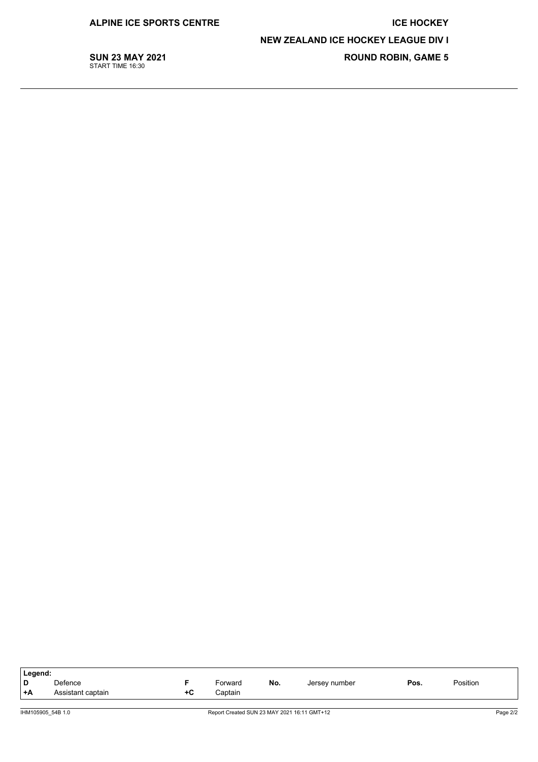**Legend:**

| | | | | | | | |
|---|---|---|---|---|---|---|---|
| **D** | Defence | **F** | Forward | **No.** | Jersey number | **Pos.** | Position |
| **+A** | Assistant captain | **+C** | Captain | | | | |